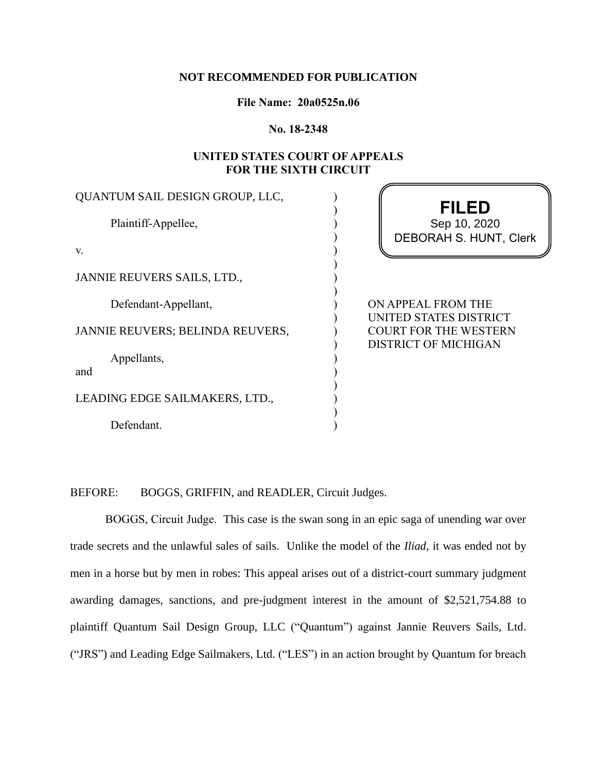**NOT RECOMMENDED FOR PUBLICATION**

**File Name: 20a0525n.06**

**No. 18-2348**

**UNITED STATES COURT OF APPEALS FOR THE SIXTH CIRCUIT**

QUANTUM SAIL DESIGN GROUP, LLC,

Plaintiff-Appellee,

v.

JANNIE REUVERS SAILS, LTD.,

Defendant-Appellant,

JANNIE REUVERS; BELINDA REUVERS,

Appellants,

and

LEADING EDGE SAILMAKERS, LTD.,

Defendant.

**FILED**
Sep 10, 2020
DEBORAH S. HUNT, Clerk

ON APPEAL FROM THE UNITED STATES DISTRICT COURT FOR THE WESTERN DISTRICT OF MICHIGAN

BEFORE: BOGGS, GRIFFIN, and READLER, Circuit Judges.

BOGGS, Circuit Judge. This case is the swan song in an epic saga of unending war over trade secrets and the unlawful sales of sails. Unlike the model of the *Iliad*, it was ended not by men in a horse but by men in robes: This appeal arises out of a district-court summary judgment awarding damages, sanctions, and pre-judgment interest in the amount of $2,521,754.88 to plaintiff Quantum Sail Design Group, LLC ("Quantum") against Jannie Reuvers Sails, Ltd. ("JRS") and Leading Edge Sailmakers, Ltd. ("LES") in an action brought by Quantum for breach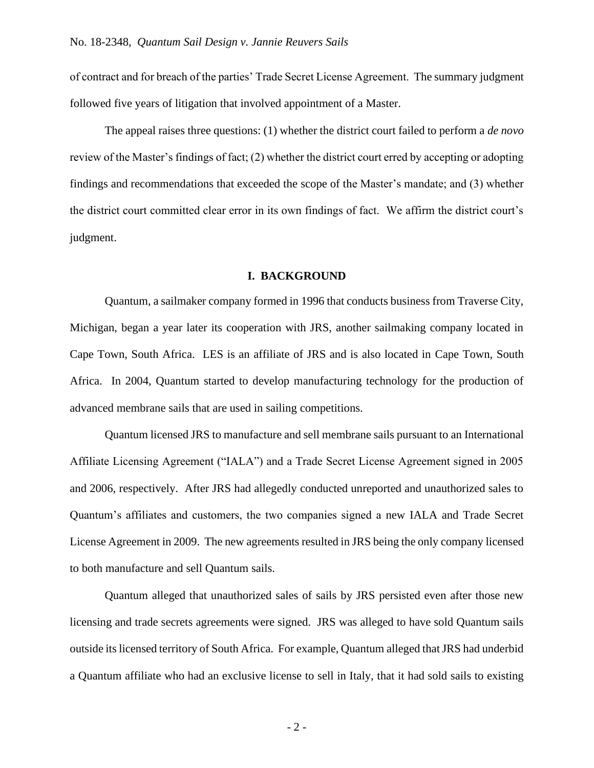of contract and for breach of the parties' Trade Secret License Agreement. The summary judgment followed five years of litigation that involved appointment of a Master.

The appeal raises three questions: (1) whether the district court failed to perform a *de novo* review of the Master's findings of fact; (2) whether the district court erred by accepting or adopting findings and recommendations that exceeded the scope of the Master's mandate; and (3) whether the district court committed clear error in its own findings of fact. We affirm the district court's judgment.

## I. BACKGROUND

Quantum, a sailmaker company formed in 1996 that conducts business from Traverse City, Michigan, began a year later its cooperation with JRS, another sailmaking company located in Cape Town, South Africa. LES is an affiliate of JRS and is also located in Cape Town, South Africa. In 2004, Quantum started to develop manufacturing technology for the production of advanced membrane sails that are used in sailing competitions.

Quantum licensed JRS to manufacture and sell membrane sails pursuant to an International Affiliate Licensing Agreement ("IALA") and a Trade Secret License Agreement signed in 2005 and 2006, respectively. After JRS had allegedly conducted unreported and unauthorized sales to Quantum's affiliates and customers, the two companies signed a new IALA and Trade Secret License Agreement in 2009. The new agreements resulted in JRS being the only company licensed to both manufacture and sell Quantum sails.

Quantum alleged that unauthorized sales of sails by JRS persisted even after those new licensing and trade secrets agreements were signed. JRS was alleged to have sold Quantum sails outside its licensed territory of South Africa. For example, Quantum alleged that JRS had underbid a Quantum affiliate who had an exclusive license to sell in Italy, that it had sold sails to existing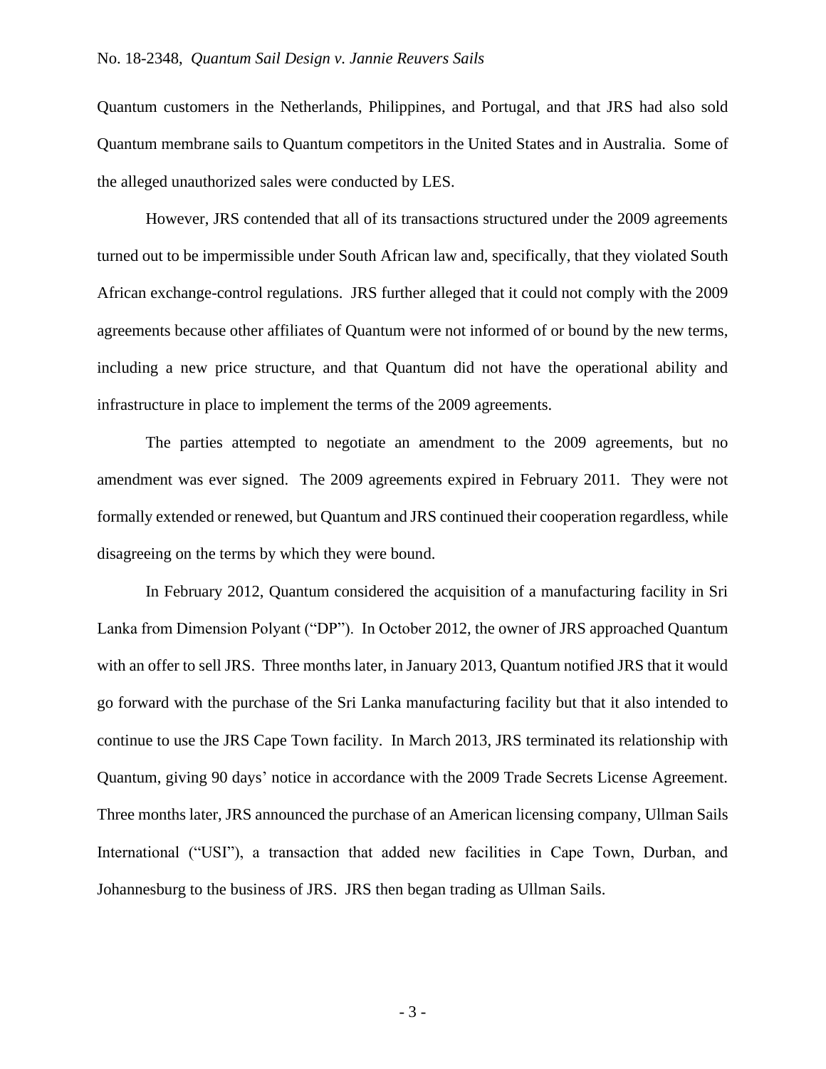Quantum customers in the Netherlands, Philippines, and Portugal, and that JRS had also sold Quantum membrane sails to Quantum competitors in the United States and in Australia. Some of the alleged unauthorized sales were conducted by LES.

However, JRS contended that all of its transactions structured under the 2009 agreements turned out to be impermissible under South African law and, specifically, that they violated South African exchange-control regulations. JRS further alleged that it could not comply with the 2009 agreements because other affiliates of Quantum were not informed of or bound by the new terms, including a new price structure, and that Quantum did not have the operational ability and infrastructure in place to implement the terms of the 2009 agreements.

The parties attempted to negotiate an amendment to the 2009 agreements, but no amendment was ever signed. The 2009 agreements expired in February 2011. They were not formally extended or renewed, but Quantum and JRS continued their cooperation regardless, while disagreeing on the terms by which they were bound.

In February 2012, Quantum considered the acquisition of a manufacturing facility in Sri Lanka from Dimension Polyant ("DP"). In October 2012, the owner of JRS approached Quantum with an offer to sell JRS. Three months later, in January 2013, Quantum notified JRS that it would go forward with the purchase of the Sri Lanka manufacturing facility but that it also intended to continue to use the JRS Cape Town facility. In March 2013, JRS terminated its relationship with Quantum, giving 90 days' notice in accordance with the 2009 Trade Secrets License Agreement. Three months later, JRS announced the purchase of an American licensing company, Ullman Sails International ("USI"), a transaction that added new facilities in Cape Town, Durban, and Johannesburg to the business of JRS. JRS then began trading as Ullman Sails.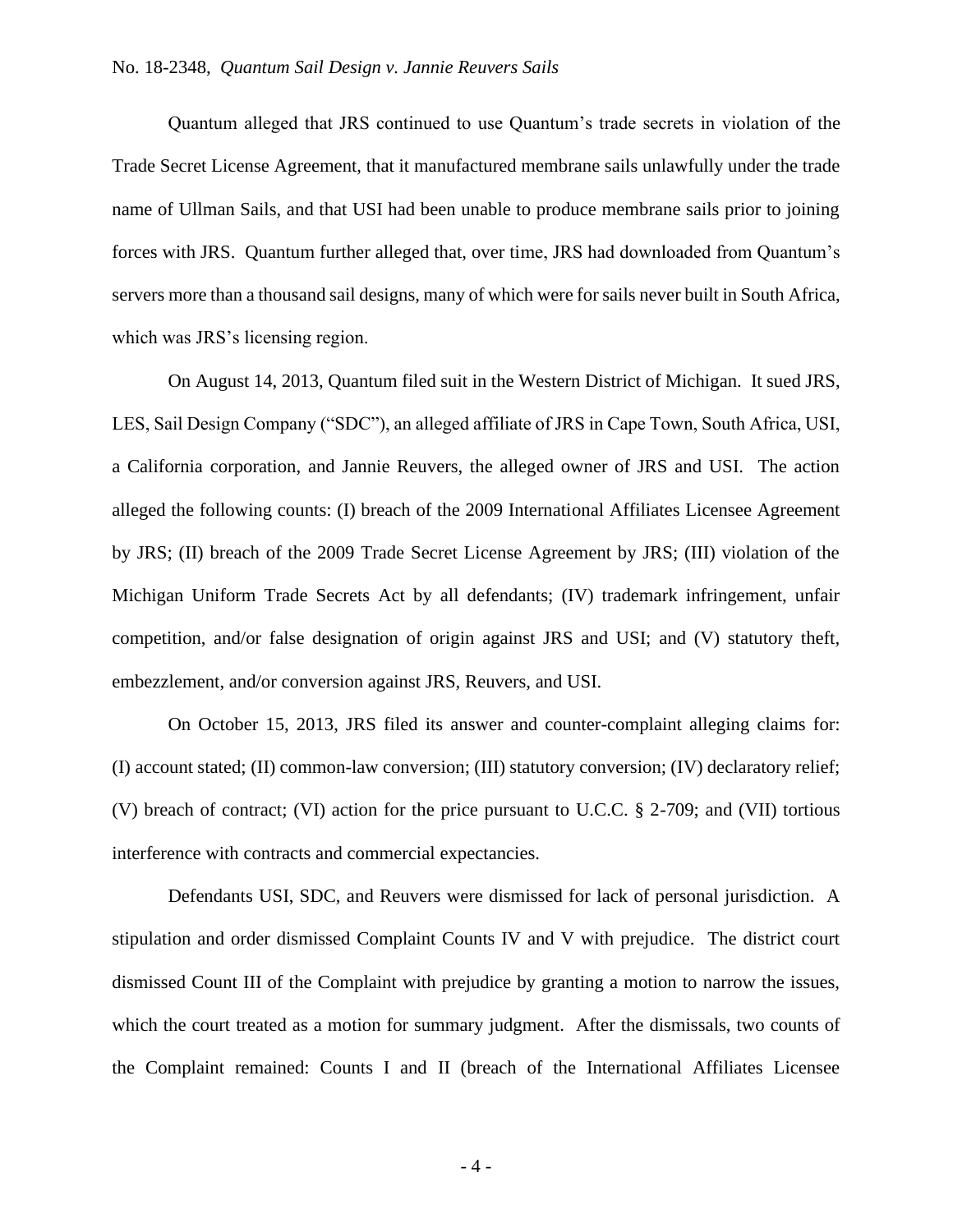Quantum alleged that JRS continued to use Quantum's trade secrets in violation of the Trade Secret License Agreement, that it manufactured membrane sails unlawfully under the trade name of Ullman Sails, and that USI had been unable to produce membrane sails prior to joining forces with JRS. Quantum further alleged that, over time, JRS had downloaded from Quantum's servers more than a thousand sail designs, many of which were for sails never built in South Africa, which was JRS's licensing region.

On August 14, 2013, Quantum filed suit in the Western District of Michigan. It sued JRS, LES, Sail Design Company ("SDC"), an alleged affiliate of JRS in Cape Town, South Africa, USI, a California corporation, and Jannie Reuvers, the alleged owner of JRS and USI. The action alleged the following counts: (I) breach of the 2009 International Affiliates Licensee Agreement by JRS; (II) breach of the 2009 Trade Secret License Agreement by JRS; (III) violation of the Michigan Uniform Trade Secrets Act by all defendants; (IV) trademark infringement, unfair competition, and/or false designation of origin against JRS and USI; and (V) statutory theft, embezzlement, and/or conversion against JRS, Reuvers, and USI.

On October 15, 2013, JRS filed its answer and counter-complaint alleging claims for: (I) account stated; (II) common-law conversion; (III) statutory conversion; (IV) declaratory relief; (V) breach of contract; (VI) action for the price pursuant to U.C.C. § 2-709; and (VII) tortious interference with contracts and commercial expectancies.

Defendants USI, SDC, and Reuvers were dismissed for lack of personal jurisdiction. A stipulation and order dismissed Complaint Counts IV and V with prejudice. The district court dismissed Count III of the Complaint with prejudice by granting a motion to narrow the issues, which the court treated as a motion for summary judgment. After the dismissals, two counts of the Complaint remained: Counts I and II (breach of the International Affiliates Licensee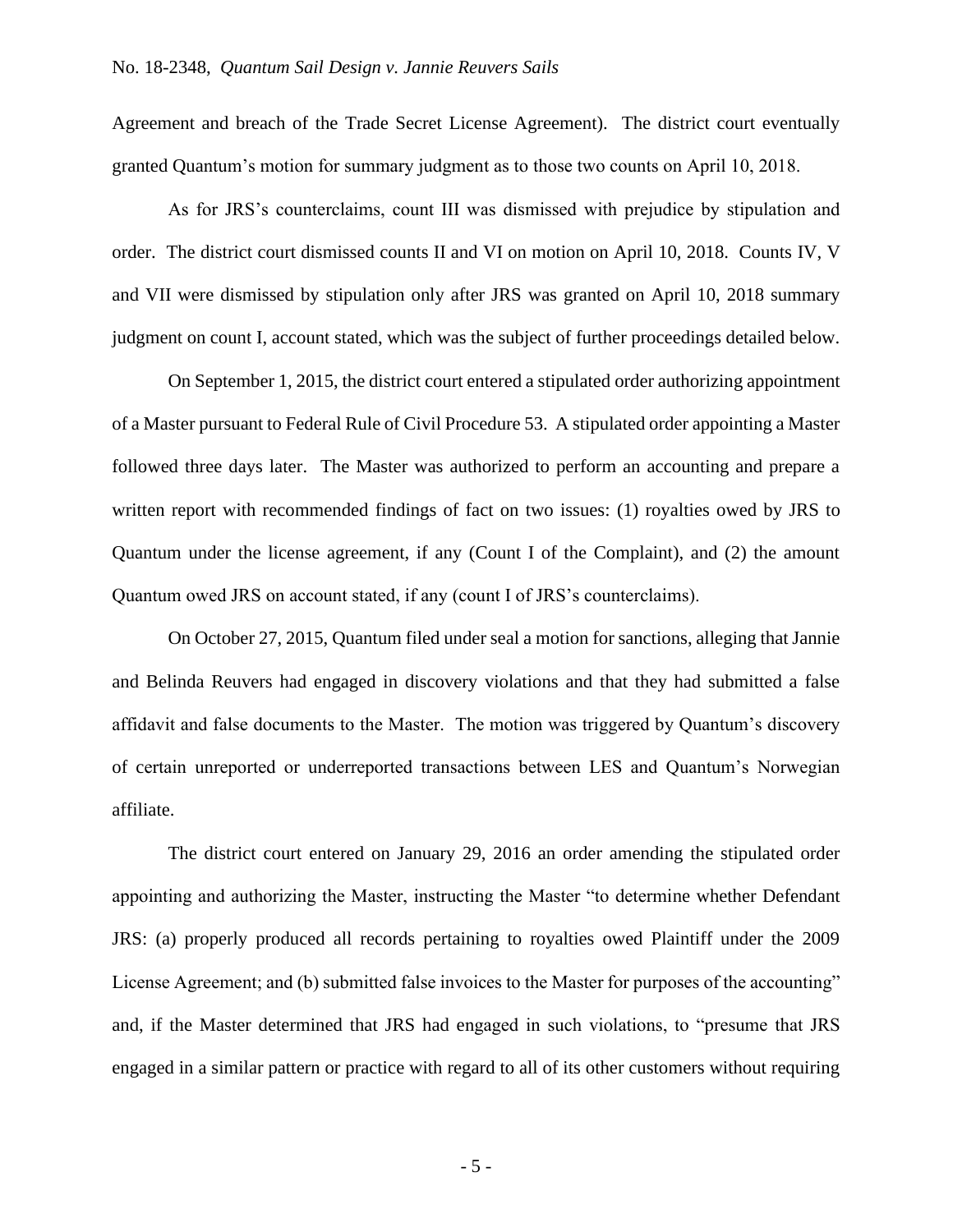Agreement and breach of the Trade Secret License Agreement). The district court eventually granted Quantum's motion for summary judgment as to those two counts on April 10, 2018.

As for JRS's counterclaims, count III was dismissed with prejudice by stipulation and order. The district court dismissed counts II and VI on motion on April 10, 2018. Counts IV, V and VII were dismissed by stipulation only after JRS was granted on April 10, 2018 summary judgment on count I, account stated, which was the subject of further proceedings detailed below.

On September 1, 2015, the district court entered a stipulated order authorizing appointment of a Master pursuant to Federal Rule of Civil Procedure 53. A stipulated order appointing a Master followed three days later. The Master was authorized to perform an accounting and prepare a written report with recommended findings of fact on two issues: (1) royalties owed by JRS to Quantum under the license agreement, if any (Count I of the Complaint), and (2) the amount Quantum owed JRS on account stated, if any (count I of JRS's counterclaims).

On October 27, 2015, Quantum filed under seal a motion for sanctions, alleging that Jannie and Belinda Reuvers had engaged in discovery violations and that they had submitted a false affidavit and false documents to the Master. The motion was triggered by Quantum's discovery of certain unreported or underreported transactions between LES and Quantum's Norwegian affiliate.

The district court entered on January 29, 2016 an order amending the stipulated order appointing and authorizing the Master, instructing the Master "to determine whether Defendant JRS: (a) properly produced all records pertaining to royalties owed Plaintiff under the 2009 License Agreement; and (b) submitted false invoices to the Master for purposes of the accounting" and, if the Master determined that JRS had engaged in such violations, to "presume that JRS engaged in a similar pattern or practice with regard to all of its other customers without requiring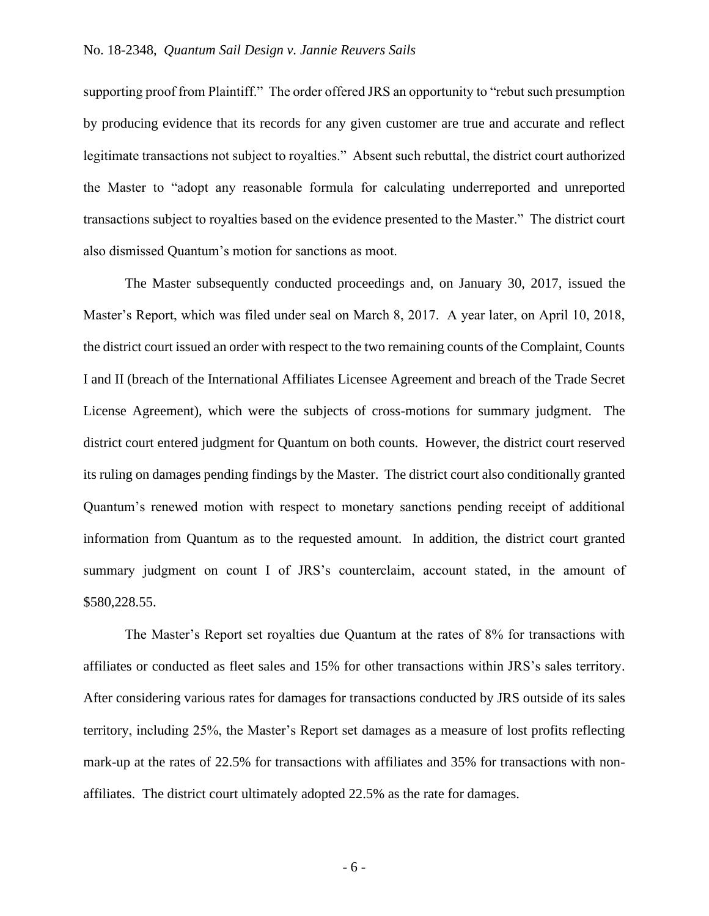supporting proof from Plaintiff." The order offered JRS an opportunity to "rebut such presumption by producing evidence that its records for any given customer are true and accurate and reflect legitimate transactions not subject to royalties." Absent such rebuttal, the district court authorized the Master to "adopt any reasonable formula for calculating underreported and unreported transactions subject to royalties based on the evidence presented to the Master." The district court also dismissed Quantum's motion for sanctions as moot.

The Master subsequently conducted proceedings and, on January 30, 2017, issued the Master's Report, which was filed under seal on March 8, 2017. A year later, on April 10, 2018, the district court issued an order with respect to the two remaining counts of the Complaint, Counts I and II (breach of the International Affiliates Licensee Agreement and breach of the Trade Secret License Agreement), which were the subjects of cross-motions for summary judgment. The district court entered judgment for Quantum on both counts. However, the district court reserved its ruling on damages pending findings by the Master. The district court also conditionally granted Quantum's renewed motion with respect to monetary sanctions pending receipt of additional information from Quantum as to the requested amount. In addition, the district court granted summary judgment on count I of JRS's counterclaim, account stated, in the amount of $580,228.55.

The Master's Report set royalties due Quantum at the rates of 8% for transactions with affiliates or conducted as fleet sales and 15% for other transactions within JRS's sales territory. After considering various rates for damages for transactions conducted by JRS outside of its sales territory, including 25%, the Master's Report set damages as a measure of lost profits reflecting mark-up at the rates of 22.5% for transactions with affiliates and 35% for transactions with non-affiliates. The district court ultimately adopted 22.5% as the rate for damages.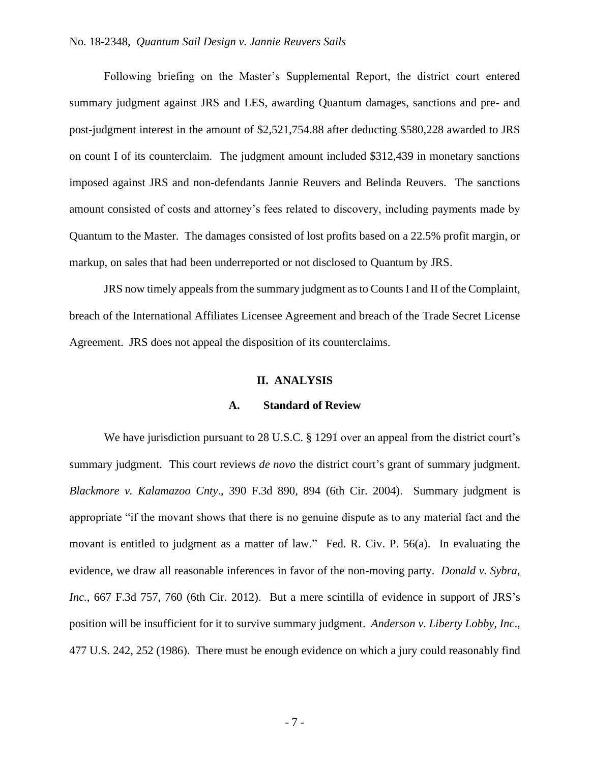Following briefing on the Master's Supplemental Report, the district court entered summary judgment against JRS and LES, awarding Quantum damages, sanctions and pre- and post-judgment interest in the amount of $2,521,754.88 after deducting $580,228 awarded to JRS on count I of its counterclaim. The judgment amount included $312,439 in monetary sanctions imposed against JRS and non-defendants Jannie Reuvers and Belinda Reuvers. The sanctions amount consisted of costs and attorney's fees related to discovery, including payments made by Quantum to the Master. The damages consisted of lost profits based on a 22.5% profit margin, or markup, on sales that had been underreported or not disclosed to Quantum by JRS.

JRS now timely appeals from the summary judgment as to Counts I and II of the Complaint, breach of the International Affiliates Licensee Agreement and breach of the Trade Secret License Agreement. JRS does not appeal the disposition of its counterclaims.

## II. ANALYSIS

### A. Standard of Review

We have jurisdiction pursuant to 28 U.S.C. § 1291 over an appeal from the district court's summary judgment. This court reviews *de novo* the district court's grant of summary judgment. *Blackmore v. Kalamazoo Cnty*., 390 F.3d 890, 894 (6th Cir. 2004). Summary judgment is appropriate "if the movant shows that there is no genuine dispute as to any material fact and the movant is entitled to judgment as a matter of law." Fed. R. Civ. P. 56(a). In evaluating the evidence, we draw all reasonable inferences in favor of the non-moving party. *Donald v. Sybra, Inc.*, 667 F.3d 757, 760 (6th Cir. 2012). But a mere scintilla of evidence in support of JRS's position will be insufficient for it to survive summary judgment. *Anderson v. Liberty Lobby, Inc*., 477 U.S. 242, 252 (1986). There must be enough evidence on which a jury could reasonably find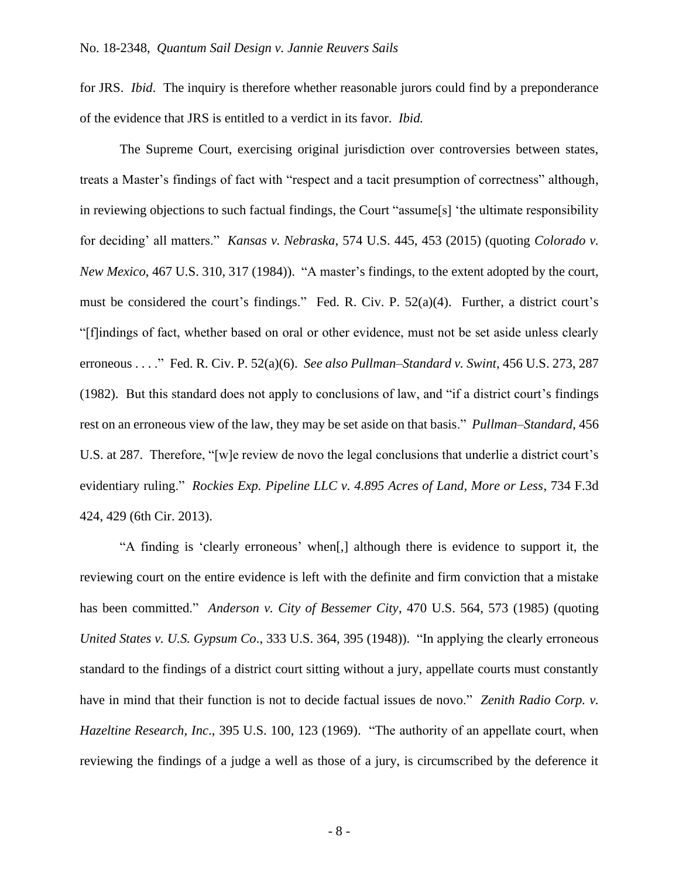for JRS. *Ibid.* The inquiry is therefore whether reasonable jurors could find by a preponderance of the evidence that JRS is entitled to a verdict in its favor. *Ibid.*

The Supreme Court, exercising original jurisdiction over controversies between states, treats a Master's findings of fact with "respect and a tacit presumption of correctness" although, in reviewing objections to such factual findings, the Court "assume[s] 'the ultimate responsibility for deciding' all matters." *Kansas v. Nebraska*, 574 U.S. 445, 453 (2015) (quoting *Colorado v. New Mexico*, 467 U.S. 310, 317 (1984)). "A master's findings, to the extent adopted by the court, must be considered the court's findings." Fed. R. Civ. P. 52(a)(4). Further, a district court's "[f]indings of fact, whether based on oral or other evidence, must not be set aside unless clearly erroneous . . . ." Fed. R. Civ. P. 52(a)(6). *See also Pullman–Standard v. Swint*, 456 U.S. 273, 287 (1982). But this standard does not apply to conclusions of law, and "if a district court's findings rest on an erroneous view of the law, they may be set aside on that basis." *Pullman–Standard*, 456 U.S. at 287. Therefore, "[w]e review de novo the legal conclusions that underlie a district court's evidentiary ruling." *Rockies Exp. Pipeline LLC v. 4.895 Acres of Land, More or Less*, 734 F.3d 424, 429 (6th Cir. 2013).

"A finding is 'clearly erroneous' when[,] although there is evidence to support it, the reviewing court on the entire evidence is left with the definite and firm conviction that a mistake has been committed." *Anderson v. City of Bessemer City*, 470 U.S. 564, 573 (1985) (quoting *United States v. U.S. Gypsum Co*., 333 U.S. 364, 395 (1948)). "In applying the clearly erroneous standard to the findings of a district court sitting without a jury, appellate courts must constantly have in mind that their function is not to decide factual issues de novo." *Zenith Radio Corp. v. Hazeltine Research, Inc*., 395 U.S. 100, 123 (1969). "The authority of an appellate court, when reviewing the findings of a judge a well as those of a jury, is circumscribed by the deference it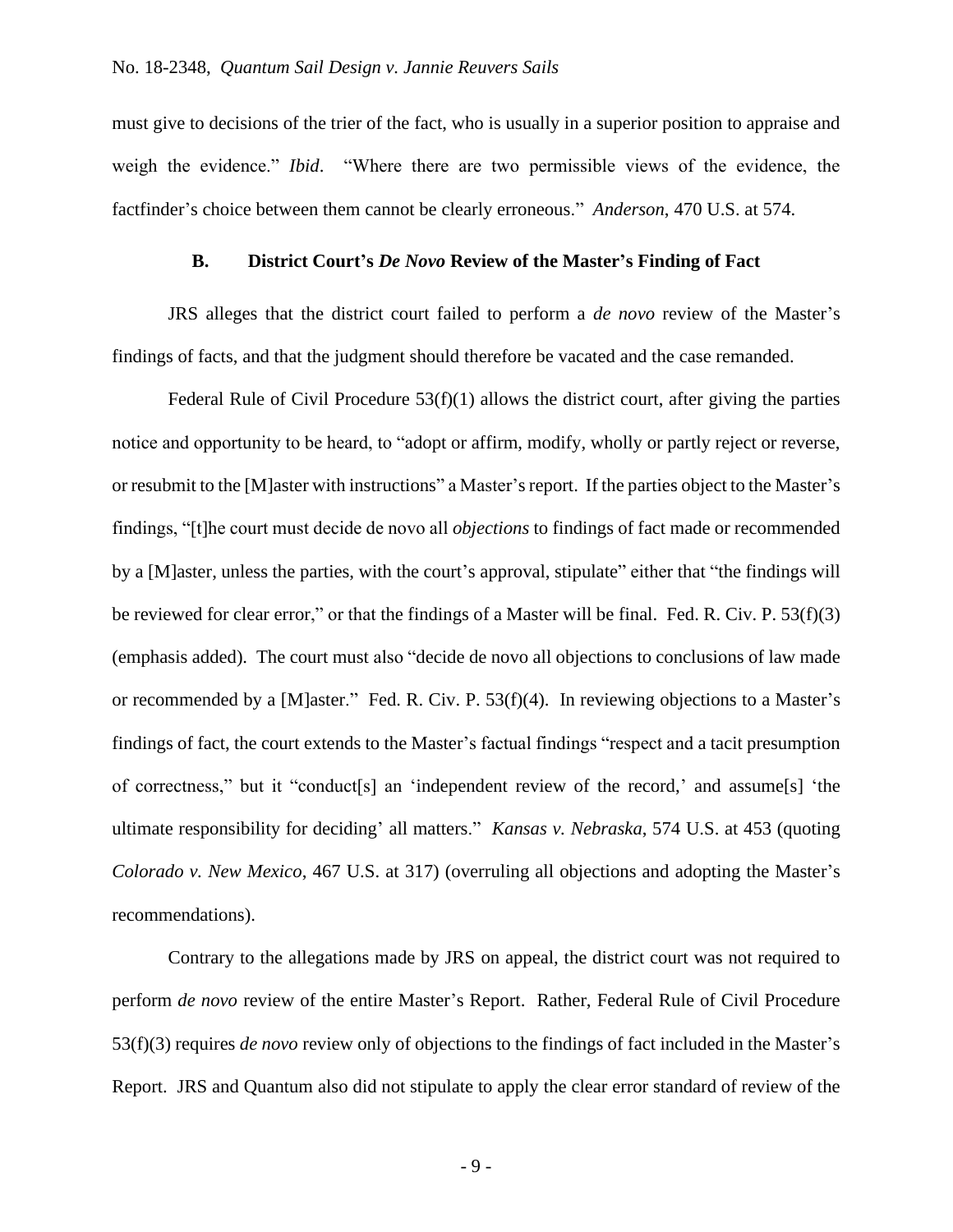must give to decisions of the trier of the fact, who is usually in a superior position to appraise and weigh the evidence." *Ibid*. "Where there are two permissible views of the evidence, the factfinder's choice between them cannot be clearly erroneous." *Anderson*, 470 U.S. at 574.

### B. District Court's *De Novo* Review of the Master's Finding of Fact

JRS alleges that the district court failed to perform a *de novo* review of the Master's findings of facts, and that the judgment should therefore be vacated and the case remanded.

Federal Rule of Civil Procedure 53(f)(1) allows the district court, after giving the parties notice and opportunity to be heard, to "adopt or affirm, modify, wholly or partly reject or reverse, or resubmit to the [M]aster with instructions" a Master's report. If the parties object to the Master's findings, "[t]he court must decide de novo all *objections* to findings of fact made or recommended by a [M]aster, unless the parties, with the court's approval, stipulate" either that "the findings will be reviewed for clear error," or that the findings of a Master will be final. Fed. R. Civ. P. 53(f)(3) (emphasis added). The court must also "decide de novo all objections to conclusions of law made or recommended by a [M]aster." Fed. R. Civ. P. 53(f)(4). In reviewing objections to a Master's findings of fact, the court extends to the Master's factual findings "respect and a tacit presumption of correctness," but it "conduct[s] an 'independent review of the record,' and assume[s] 'the ultimate responsibility for deciding' all matters." *Kansas v. Nebraska*, 574 U.S. at 453 (quoting *Colorado v. New Mexico*, 467 U.S. at 317) (overruling all objections and adopting the Master's recommendations).

Contrary to the allegations made by JRS on appeal, the district court was not required to perform *de novo* review of the entire Master's Report. Rather, Federal Rule of Civil Procedure 53(f)(3) requires *de novo* review only of objections to the findings of fact included in the Master's Report. JRS and Quantum also did not stipulate to apply the clear error standard of review of the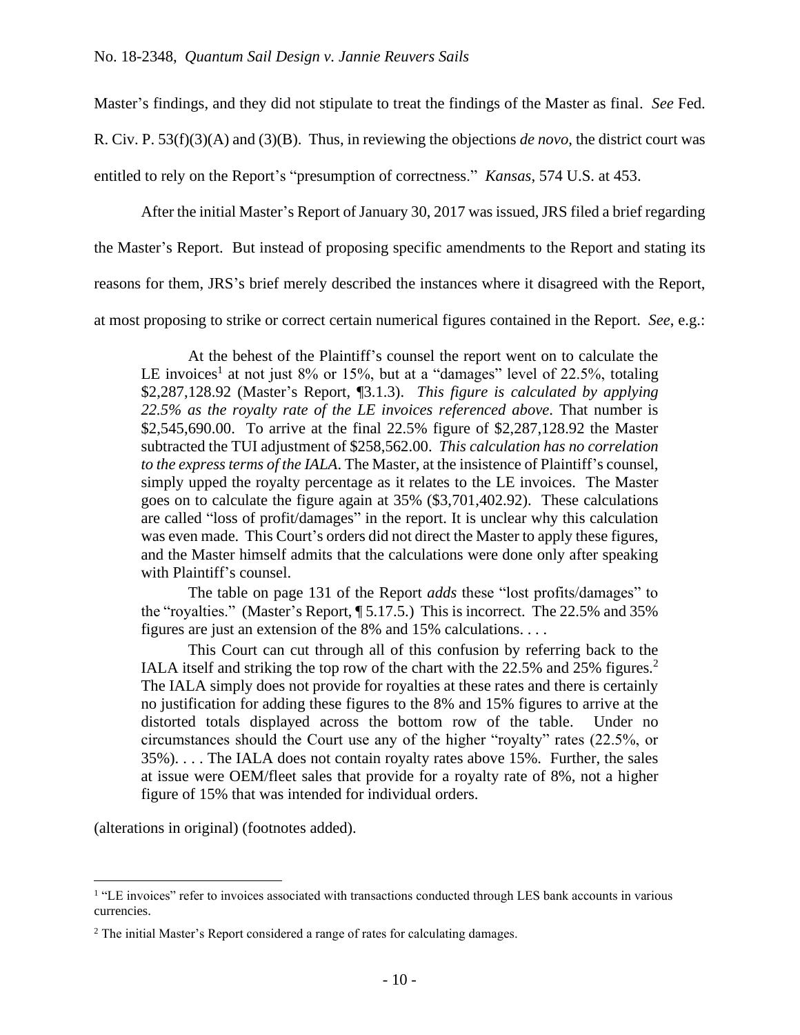Master's findings, and they did not stipulate to treat the findings of the Master as final. *See* Fed. R. Civ. P. 53(f)(3)(A) and (3)(B). Thus, in reviewing the objections *de novo*, the district court was entitled to rely on the Report's "presumption of correctness." *Kansas*, 574 U.S. at 453.

After the initial Master's Report of January 30, 2017 was issued, JRS filed a brief regarding the Master's Report. But instead of proposing specific amendments to the Report and stating its reasons for them, JRS's brief merely described the instances where it disagreed with the Report, at most proposing to strike or correct certain numerical figures contained in the Report. *See*, e.g.:

> At the behest of the Plaintiff's counsel the report went on to calculate the LE invoices[1] at not just 8% or 15%, but at a "damages" level of 22.5%, totaling \$2,287,128.92 (Master's Report, ¶3.1.3). *This figure is calculated by applying 22.5% as the royalty rate of the LE invoices referenced above*. That number is \$2,545,690.00. To arrive at the final 22.5% figure of \$2,287,128.92 the Master subtracted the TUI adjustment of \$258,562.00. *This calculation has no correlation to the express terms of the IALA*. The Master, at the insistence of Plaintiff's counsel, simply upped the royalty percentage as it relates to the LE invoices. The Master goes on to calculate the figure again at 35% (\$3,701,402.92). These calculations are called "loss of profit/damages" in the report. It is unclear why this calculation was even made. This Court's orders did not direct the Master to apply these figures, and the Master himself admits that the calculations were done only after speaking with Plaintiff's counsel.
>
> The table on page 131 of the Report *adds* these "lost profits/damages" to the "royalties." (Master's Report, ¶ 5.17.5.) This is incorrect. The 22.5% and 35% figures are just an extension of the 8% and 15% calculations. . . .
>
> This Court can cut through all of this confusion by referring back to the IALA itself and striking the top row of the chart with the 22.5% and 25% figures.[2] The IALA simply does not provide for royalties at these rates and there is certainly no justification for adding these figures to the 8% and 15% figures to arrive at the distorted totals displayed across the bottom row of the table. Under no circumstances should the Court use any of the higher "royalty" rates (22.5%, or 35%). . . . The IALA does not contain royalty rates above 15%. Further, the sales at issue were OEM/fleet sales that provide for a royalty rate of 8%, not a higher figure of 15% that was intended for individual orders.

(alterations in original) (footnotes added).

---

[1] "LE invoices" refer to invoices associated with transactions conducted through LES bank accounts in various currencies.

[2] The initial Master's Report considered a range of rates for calculating damages.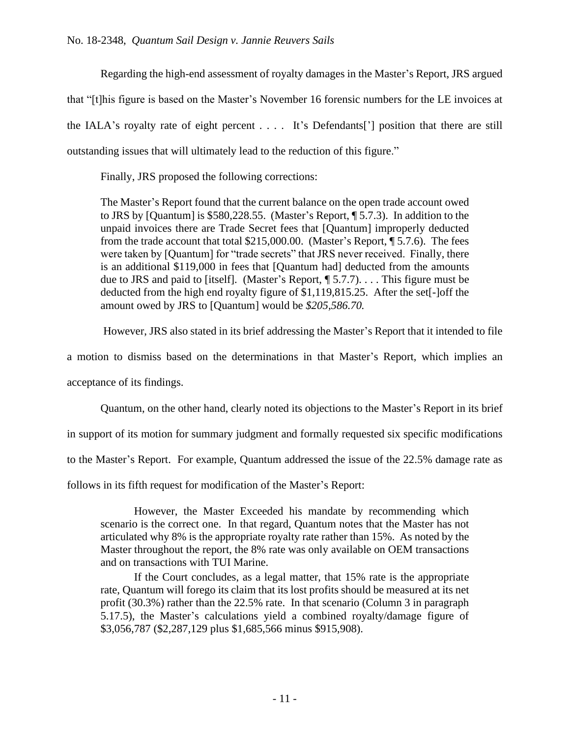Regarding the high-end assessment of royalty damages in the Master's Report, JRS argued that "[t]his figure is based on the Master's November 16 forensic numbers for the LE invoices at the IALA's royalty rate of eight percent . . . . It's Defendants['] position that there are still outstanding issues that will ultimately lead to the reduction of this figure."

Finally, JRS proposed the following corrections:

> The Master's Report found that the current balance on the open trade account owed to JRS by [Quantum] is $580,228.55. (Master's Report, ¶ 5.7.3). In addition to the unpaid invoices there are Trade Secret fees that [Quantum] improperly deducted from the trade account that total $215,000.00. (Master's Report, ¶ 5.7.6). The fees were taken by [Quantum] for "trade secrets" that JRS never received. Finally, there is an additional $119,000 in fees that [Quantum had] deducted from the amounts due to JRS and paid to [itself]. (Master's Report, ¶ 5.7.7). . . . This figure must be deducted from the high end royalty figure of $1,119,815.25. After the set[-]off the amount owed by JRS to [Quantum] would be *$205,586.70.*

However, JRS also stated in its brief addressing the Master's Report that it intended to file a motion to dismiss based on the determinations in that Master's Report, which implies an acceptance of its findings.

Quantum, on the other hand, clearly noted its objections to the Master's Report in its brief in support of its motion for summary judgment and formally requested six specific modifications to the Master's Report. For example, Quantum addressed the issue of the 22.5% damage rate as follows in its fifth request for modification of the Master's Report:

> However, the Master Exceeded his mandate by recommending which scenario is the correct one. In that regard, Quantum notes that the Master has not articulated why 8% is the appropriate royalty rate rather than 15%. As noted by the Master throughout the report, the 8% rate was only available on OEM transactions and on transactions with TUI Marine.
>
> If the Court concludes, as a legal matter, that 15% rate is the appropriate rate, Quantum will forego its claim that its lost profits should be measured at its net profit (30.3%) rather than the 22.5% rate. In that scenario (Column 3 in paragraph 5.17.5), the Master's calculations yield a combined royalty/damage figure of $3,056,787 ($2,287,129 plus $1,685,566 minus $915,908).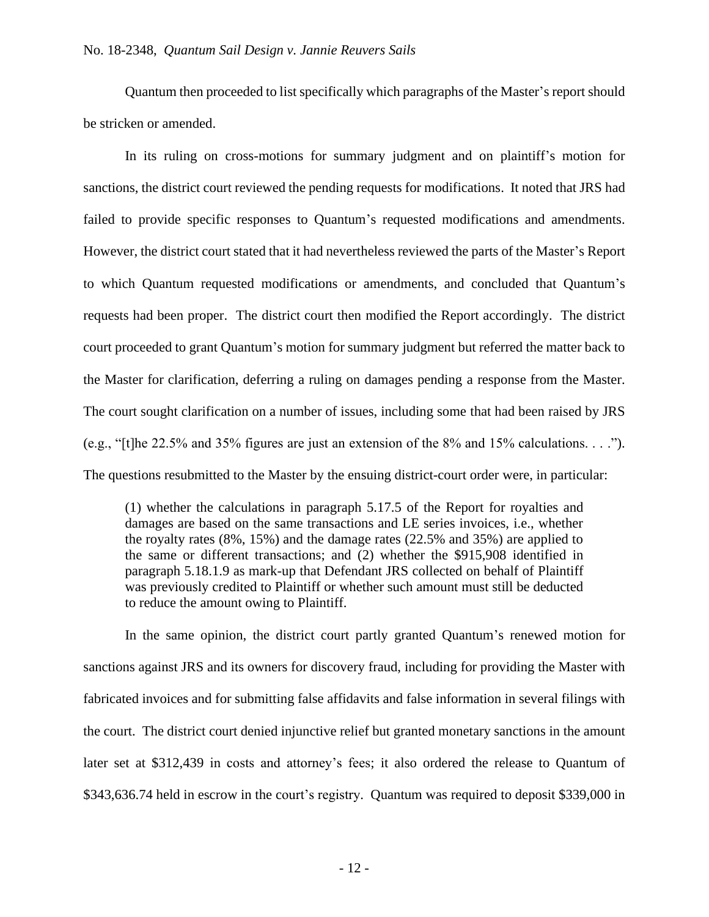Quantum then proceeded to list specifically which paragraphs of the Master's report should be stricken or amended.

In its ruling on cross-motions for summary judgment and on plaintiff's motion for sanctions, the district court reviewed the pending requests for modifications. It noted that JRS had failed to provide specific responses to Quantum's requested modifications and amendments. However, the district court stated that it had nevertheless reviewed the parts of the Master's Report to which Quantum requested modifications or amendments, and concluded that Quantum's requests had been proper. The district court then modified the Report accordingly. The district court proceeded to grant Quantum's motion for summary judgment but referred the matter back to the Master for clarification, deferring a ruling on damages pending a response from the Master. The court sought clarification on a number of issues, including some that had been raised by JRS (e.g., "[t]he 22.5% and 35% figures are just an extension of the 8% and 15% calculations. . . ."). The questions resubmitted to the Master by the ensuing district-court order were, in particular:

> (1) whether the calculations in paragraph 5.17.5 of the Report for royalties and damages are based on the same transactions and LE series invoices, i.e., whether the royalty rates (8%, 15%) and the damage rates (22.5% and 35%) are applied to the same or different transactions; and (2) whether the $915,908 identified in paragraph 5.18.1.9 as mark-up that Defendant JRS collected on behalf of Plaintiff was previously credited to Plaintiff or whether such amount must still be deducted to reduce the amount owing to Plaintiff.

In the same opinion, the district court partly granted Quantum's renewed motion for sanctions against JRS and its owners for discovery fraud, including for providing the Master with fabricated invoices and for submitting false affidavits and false information in several filings with the court. The district court denied injunctive relief but granted monetary sanctions in the amount later set at $312,439 in costs and attorney's fees; it also ordered the release to Quantum of $343,636.74 held in escrow in the court's registry. Quantum was required to deposit $339,000 in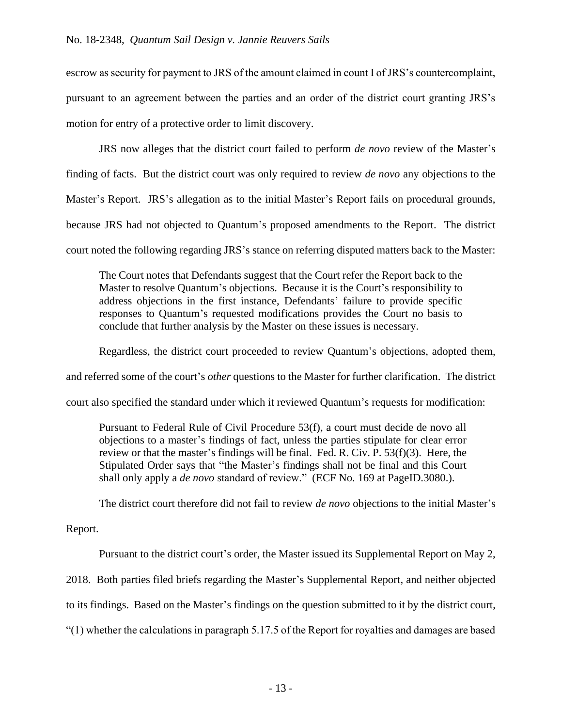escrow as security for payment to JRS of the amount claimed in count I of JRS's countercomplaint, pursuant to an agreement between the parties and an order of the district court granting JRS's motion for entry of a protective order to limit discovery.

JRS now alleges that the district court failed to perform *de novo* review of the Master's finding of facts. But the district court was only required to review *de novo* any objections to the Master's Report. JRS's allegation as to the initial Master's Report fails on procedural grounds, because JRS had not objected to Quantum's proposed amendments to the Report. The district court noted the following regarding JRS's stance on referring disputed matters back to the Master:

> The Court notes that Defendants suggest that the Court refer the Report back to the Master to resolve Quantum's objections. Because it is the Court's responsibility to address objections in the first instance, Defendants' failure to provide specific responses to Quantum's requested modifications provides the Court no basis to conclude that further analysis by the Master on these issues is necessary.

Regardless, the district court proceeded to review Quantum's objections, adopted them, and referred some of the court's *other* questions to the Master for further clarification. The district court also specified the standard under which it reviewed Quantum's requests for modification:

> Pursuant to Federal Rule of Civil Procedure 53(f), a court must decide de novo all objections to a master's findings of fact, unless the parties stipulate for clear error review or that the master's findings will be final. Fed. R. Civ. P. 53(f)(3). Here, the Stipulated Order says that "the Master's findings shall not be final and this Court shall only apply a *de novo* standard of review." (ECF No. 169 at PageID.3080.).

The district court therefore did not fail to review *de novo* objections to the initial Master's Report.

Pursuant to the district court's order, the Master issued its Supplemental Report on May 2, 2018. Both parties filed briefs regarding the Master's Supplemental Report, and neither objected to its findings. Based on the Master's findings on the question submitted to it by the district court, "(1) whether the calculations in paragraph 5.17.5 of the Report for royalties and damages are based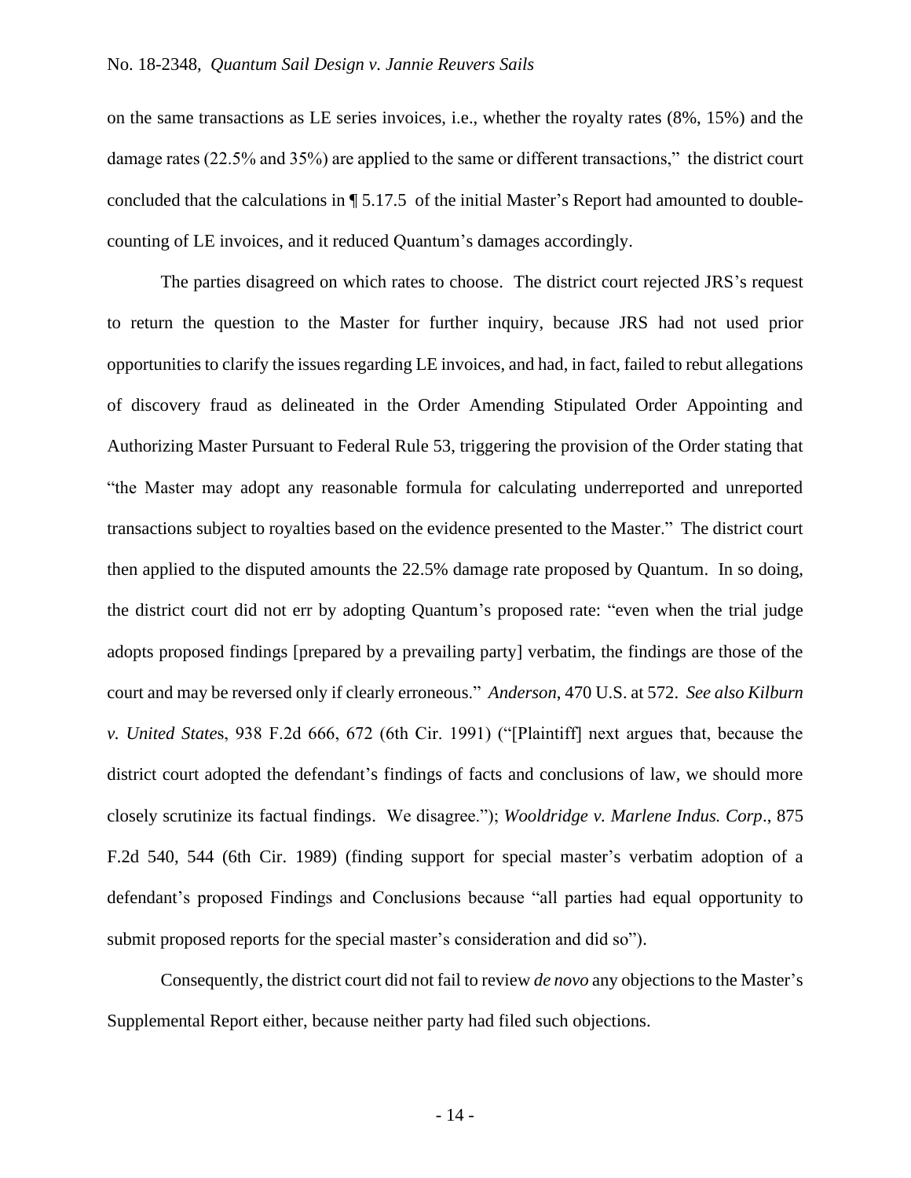on the same transactions as LE series invoices, i.e., whether the royalty rates (8%, 15%) and the damage rates (22.5% and 35%) are applied to the same or different transactions," the district court concluded that the calculations in ¶ 5.17.5 of the initial Master's Report had amounted to double-counting of LE invoices, and it reduced Quantum's damages accordingly.

The parties disagreed on which rates to choose. The district court rejected JRS's request to return the question to the Master for further inquiry, because JRS had not used prior opportunities to clarify the issues regarding LE invoices, and had, in fact, failed to rebut allegations of discovery fraud as delineated in the Order Amending Stipulated Order Appointing and Authorizing Master Pursuant to Federal Rule 53, triggering the provision of the Order stating that "the Master may adopt any reasonable formula for calculating underreported and unreported transactions subject to royalties based on the evidence presented to the Master." The district court then applied to the disputed amounts the 22.5% damage rate proposed by Quantum. In so doing, the district court did not err by adopting Quantum's proposed rate: "even when the trial judge adopts proposed findings [prepared by a prevailing party] verbatim, the findings are those of the court and may be reversed only if clearly erroneous." *Anderson*, 470 U.S. at 572. *See also Kilburn v. United States*, 938 F.2d 666, 672 (6th Cir. 1991) ("[Plaintiff] next argues that, because the district court adopted the defendant's findings of facts and conclusions of law, we should more closely scrutinize its factual findings. We disagree."); *Wooldridge v. Marlene Indus. Corp*., 875 F.2d 540, 544 (6th Cir. 1989) (finding support for special master's verbatim adoption of a defendant's proposed Findings and Conclusions because "all parties had equal opportunity to submit proposed reports for the special master's consideration and did so").

Consequently, the district court did not fail to review *de novo* any objections to the Master's Supplemental Report either, because neither party had filed such objections.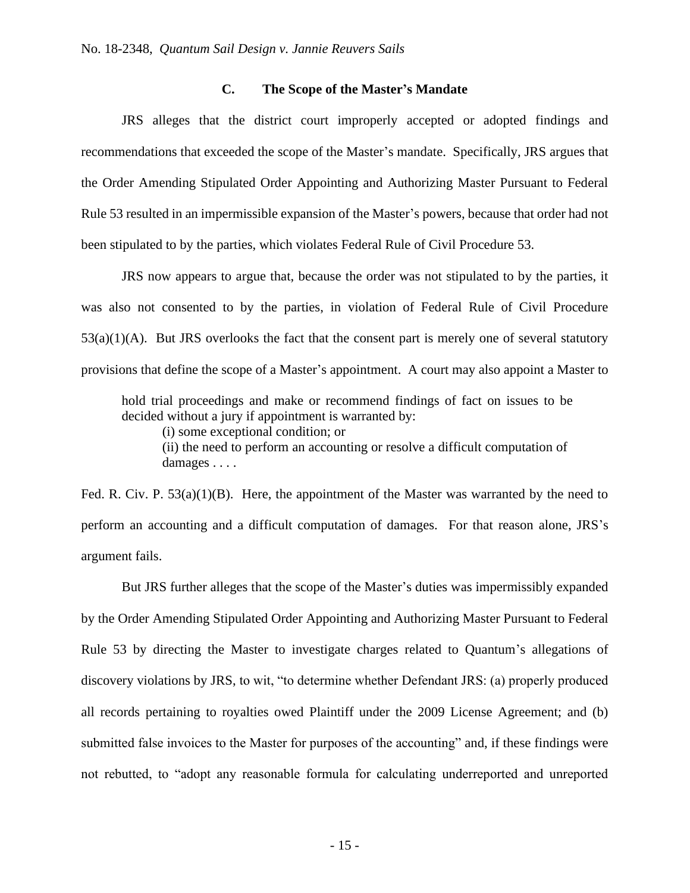### C. The Scope of the Master's Mandate

JRS alleges that the district court improperly accepted or adopted findings and recommendations that exceeded the scope of the Master's mandate. Specifically, JRS argues that the Order Amending Stipulated Order Appointing and Authorizing Master Pursuant to Federal Rule 53 resulted in an impermissible expansion of the Master's powers, because that order had not been stipulated to by the parties, which violates Federal Rule of Civil Procedure 53.

JRS now appears to argue that, because the order was not stipulated to by the parties, it was also not consented to by the parties, in violation of Federal Rule of Civil Procedure 53(a)(1)(A). But JRS overlooks the fact that the consent part is merely one of several statutory provisions that define the scope of a Master's appointment. A court may also appoint a Master to

> hold trial proceedings and make or recommend findings of fact on issues to be decided without a jury if appointment is warranted by:
>
> (i) some exceptional condition; or
>
> (ii) the need to perform an accounting or resolve a difficult computation of damages . . . .

Fed. R. Civ. P. 53(a)(1)(B). Here, the appointment of the Master was warranted by the need to perform an accounting and a difficult computation of damages. For that reason alone, JRS's argument fails.

But JRS further alleges that the scope of the Master's duties was impermissibly expanded by the Order Amending Stipulated Order Appointing and Authorizing Master Pursuant to Federal Rule 53 by directing the Master to investigate charges related to Quantum's allegations of discovery violations by JRS, to wit, "to determine whether Defendant JRS: (a) properly produced all records pertaining to royalties owed Plaintiff under the 2009 License Agreement; and (b) submitted false invoices to the Master for purposes of the accounting" and, if these findings were not rebutted, to "adopt any reasonable formula for calculating underreported and unreported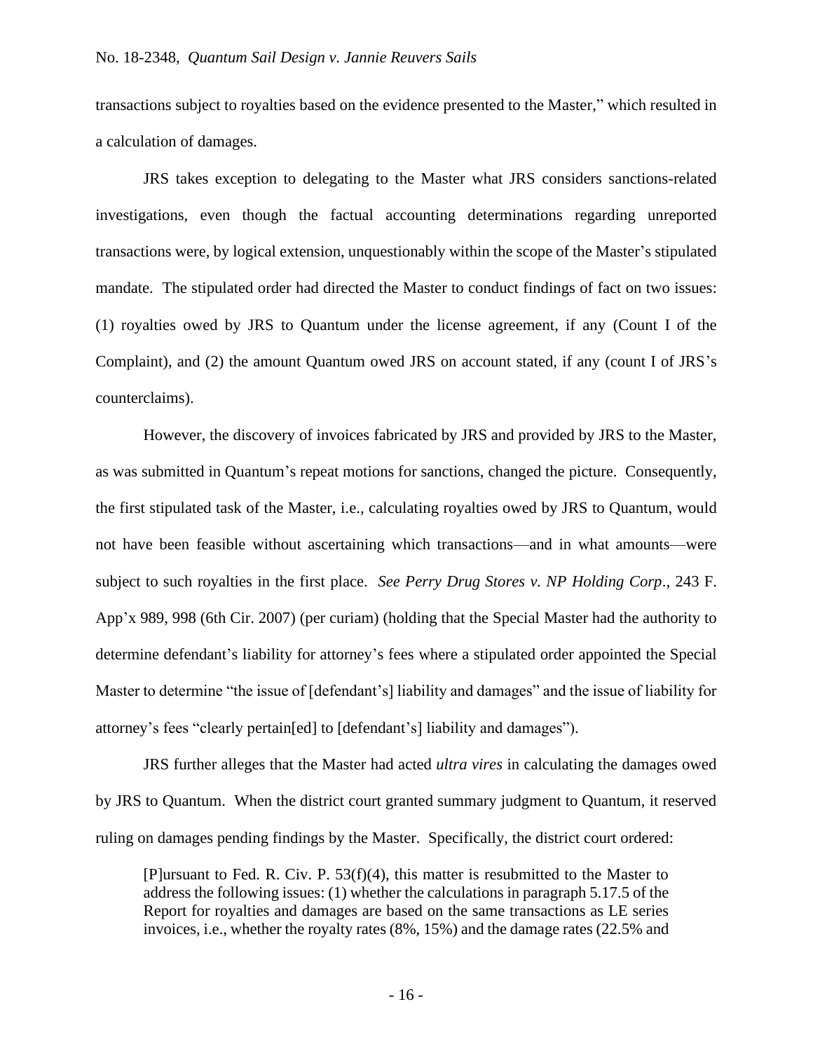transactions subject to royalties based on the evidence presented to the Master," which resulted in a calculation of damages.

JRS takes exception to delegating to the Master what JRS considers sanctions-related investigations, even though the factual accounting determinations regarding unreported transactions were, by logical extension, unquestionably within the scope of the Master's stipulated mandate. The stipulated order had directed the Master to conduct findings of fact on two issues: (1) royalties owed by JRS to Quantum under the license agreement, if any (Count I of the Complaint), and (2) the amount Quantum owed JRS on account stated, if any (count I of JRS's counterclaims).

However, the discovery of invoices fabricated by JRS and provided by JRS to the Master, as was submitted in Quantum's repeat motions for sanctions, changed the picture. Consequently, the first stipulated task of the Master, i.e., calculating royalties owed by JRS to Quantum, would not have been feasible without ascertaining which transactions—and in what amounts—were subject to such royalties in the first place. *See Perry Drug Stores v. NP Holding Corp*., 243 F. App'x 989, 998 (6th Cir. 2007) (per curiam) (holding that the Special Master had the authority to determine defendant's liability for attorney's fees where a stipulated order appointed the Special Master to determine "the issue of [defendant's] liability and damages" and the issue of liability for attorney's fees "clearly pertain[ed] to [defendant's] liability and damages").

JRS further alleges that the Master had acted *ultra vires* in calculating the damages owed by JRS to Quantum. When the district court granted summary judgment to Quantum, it reserved ruling on damages pending findings by the Master. Specifically, the district court ordered:

> [P]ursuant to Fed. R. Civ. P. 53(f)(4), this matter is resubmitted to the Master to address the following issues: (1) whether the calculations in paragraph 5.17.5 of the Report for royalties and damages are based on the same transactions as LE series invoices, i.e., whether the royalty rates (8%, 15%) and the damage rates (22.5% and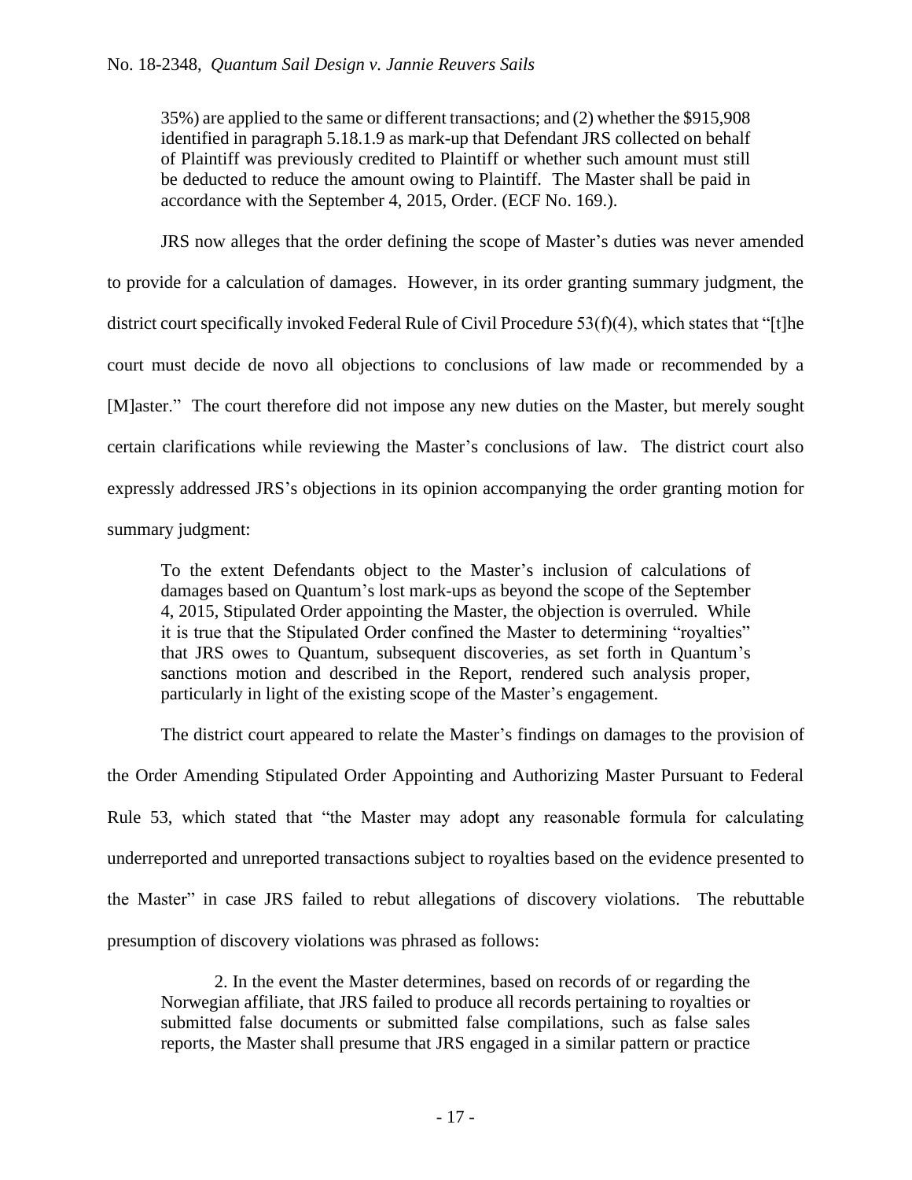> 35%) are applied to the same or different transactions; and (2) whether the $915,908 identified in paragraph 5.18.1.9 as mark-up that Defendant JRS collected on behalf of Plaintiff was previously credited to Plaintiff or whether such amount must still be deducted to reduce the amount owing to Plaintiff. The Master shall be paid in accordance with the September 4, 2015, Order. (ECF No. 169.).

JRS now alleges that the order defining the scope of Master's duties was never amended to provide for a calculation of damages. However, in its order granting summary judgment, the district court specifically invoked Federal Rule of Civil Procedure 53(f)(4), which states that "[t]he court must decide de novo all objections to conclusions of law made or recommended by a [M]aster." The court therefore did not impose any new duties on the Master, but merely sought certain clarifications while reviewing the Master's conclusions of law. The district court also expressly addressed JRS's objections in its opinion accompanying the order granting motion for summary judgment:

> To the extent Defendants object to the Master's inclusion of calculations of damages based on Quantum's lost mark-ups as beyond the scope of the September 4, 2015, Stipulated Order appointing the Master, the objection is overruled. While it is true that the Stipulated Order confined the Master to determining "royalties" that JRS owes to Quantum, subsequent discoveries, as set forth in Quantum's sanctions motion and described in the Report, rendered such analysis proper, particularly in light of the existing scope of the Master's engagement.

The district court appeared to relate the Master's findings on damages to the provision of the Order Amending Stipulated Order Appointing and Authorizing Master Pursuant to Federal Rule 53, which stated that "the Master may adopt any reasonable formula for calculating underreported and unreported transactions subject to royalties based on the evidence presented to the Master" in case JRS failed to rebut allegations of discovery violations. The rebuttable presumption of discovery violations was phrased as follows:

> 2. In the event the Master determines, based on records of or regarding the Norwegian affiliate, that JRS failed to produce all records pertaining to royalties or submitted false documents or submitted false compilations, such as false sales reports, the Master shall presume that JRS engaged in a similar pattern or practice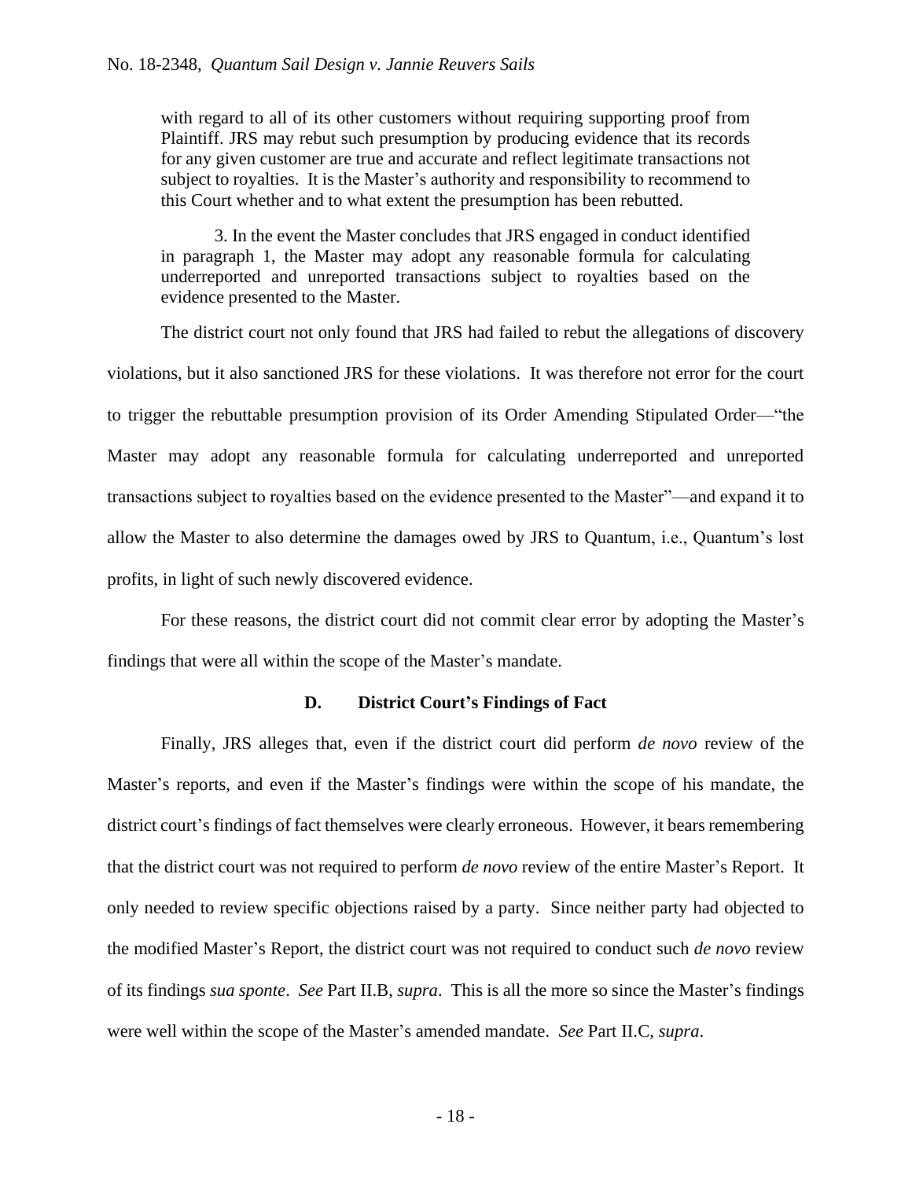> with regard to all of its other customers without requiring supporting proof from Plaintiff. JRS may rebut such presumption by producing evidence that its records for any given customer are true and accurate and reflect legitimate transactions not subject to royalties. It is the Master's authority and responsibility to recommend to this Court whether and to what extent the presumption has been rebutted.
>
> 3. In the event the Master concludes that JRS engaged in conduct identified in paragraph 1, the Master may adopt any reasonable formula for calculating underreported and unreported transactions subject to royalties based on the evidence presented to the Master.

The district court not only found that JRS had failed to rebut the allegations of discovery violations, but it also sanctioned JRS for these violations. It was therefore not error for the court to trigger the rebuttable presumption provision of its Order Amending Stipulated Order—"the Master may adopt any reasonable formula for calculating underreported and unreported transactions subject to royalties based on the evidence presented to the Master"—and expand it to allow the Master to also determine the damages owed by JRS to Quantum, i.e., Quantum's lost profits, in light of such newly discovered evidence.

For these reasons, the district court did not commit clear error by adopting the Master's findings that were all within the scope of the Master's mandate.

### D. District Court's Findings of Fact

Finally, JRS alleges that, even if the district court did perform *de novo* review of the Master's reports, and even if the Master's findings were within the scope of his mandate, the district court's findings of fact themselves were clearly erroneous. However, it bears remembering that the district court was not required to perform *de novo* review of the entire Master's Report. It only needed to review specific objections raised by a party. Since neither party had objected to the modified Master's Report, the district court was not required to conduct such *de novo* review of its findings *sua sponte*. *See* Part II.B, *supra*. This is all the more so since the Master's findings were well within the scope of the Master's amended mandate. *See* Part II.C, *supra*.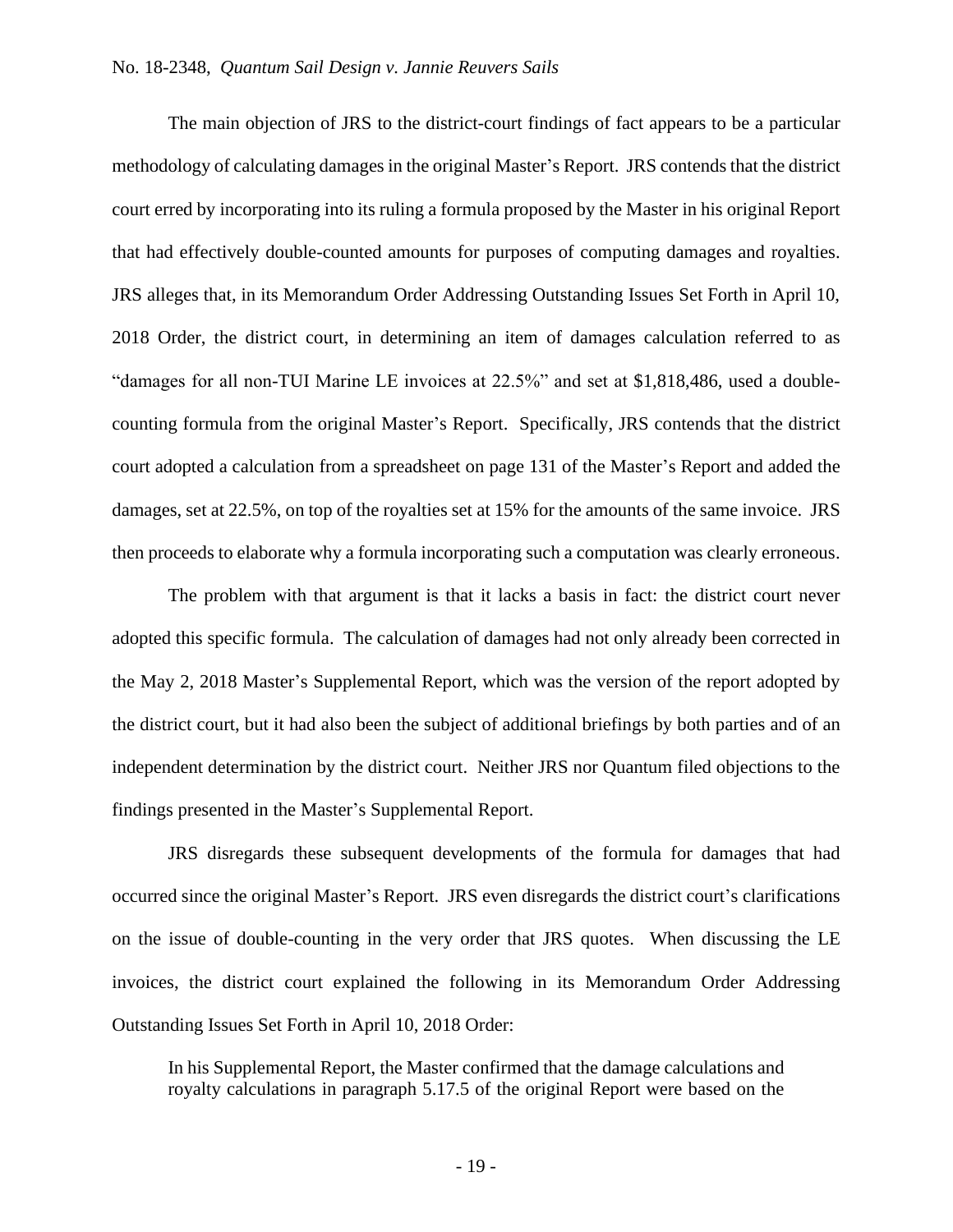The main objection of JRS to the district-court findings of fact appears to be a particular methodology of calculating damages in the original Master's Report. JRS contends that the district court erred by incorporating into its ruling a formula proposed by the Master in his original Report that had effectively double-counted amounts for purposes of computing damages and royalties. JRS alleges that, in its Memorandum Order Addressing Outstanding Issues Set Forth in April 10, 2018 Order, the district court, in determining an item of damages calculation referred to as "damages for all non-TUI Marine LE invoices at 22.5%" and set at $1,818,486, used a double-counting formula from the original Master's Report. Specifically, JRS contends that the district court adopted a calculation from a spreadsheet on page 131 of the Master's Report and added the damages, set at 22.5%, on top of the royalties set at 15% for the amounts of the same invoice. JRS then proceeds to elaborate why a formula incorporating such a computation was clearly erroneous.

The problem with that argument is that it lacks a basis in fact: the district court never adopted this specific formula. The calculation of damages had not only already been corrected in the May 2, 2018 Master's Supplemental Report, which was the version of the report adopted by the district court, but it had also been the subject of additional briefings by both parties and of an independent determination by the district court. Neither JRS nor Quantum filed objections to the findings presented in the Master's Supplemental Report.

JRS disregards these subsequent developments of the formula for damages that had occurred since the original Master's Report. JRS even disregards the district court's clarifications on the issue of double-counting in the very order that JRS quotes. When discussing the LE invoices, the district court explained the following in its Memorandum Order Addressing Outstanding Issues Set Forth in April 10, 2018 Order:

> In his Supplemental Report, the Master confirmed that the damage calculations and royalty calculations in paragraph 5.17.5 of the original Report were based on the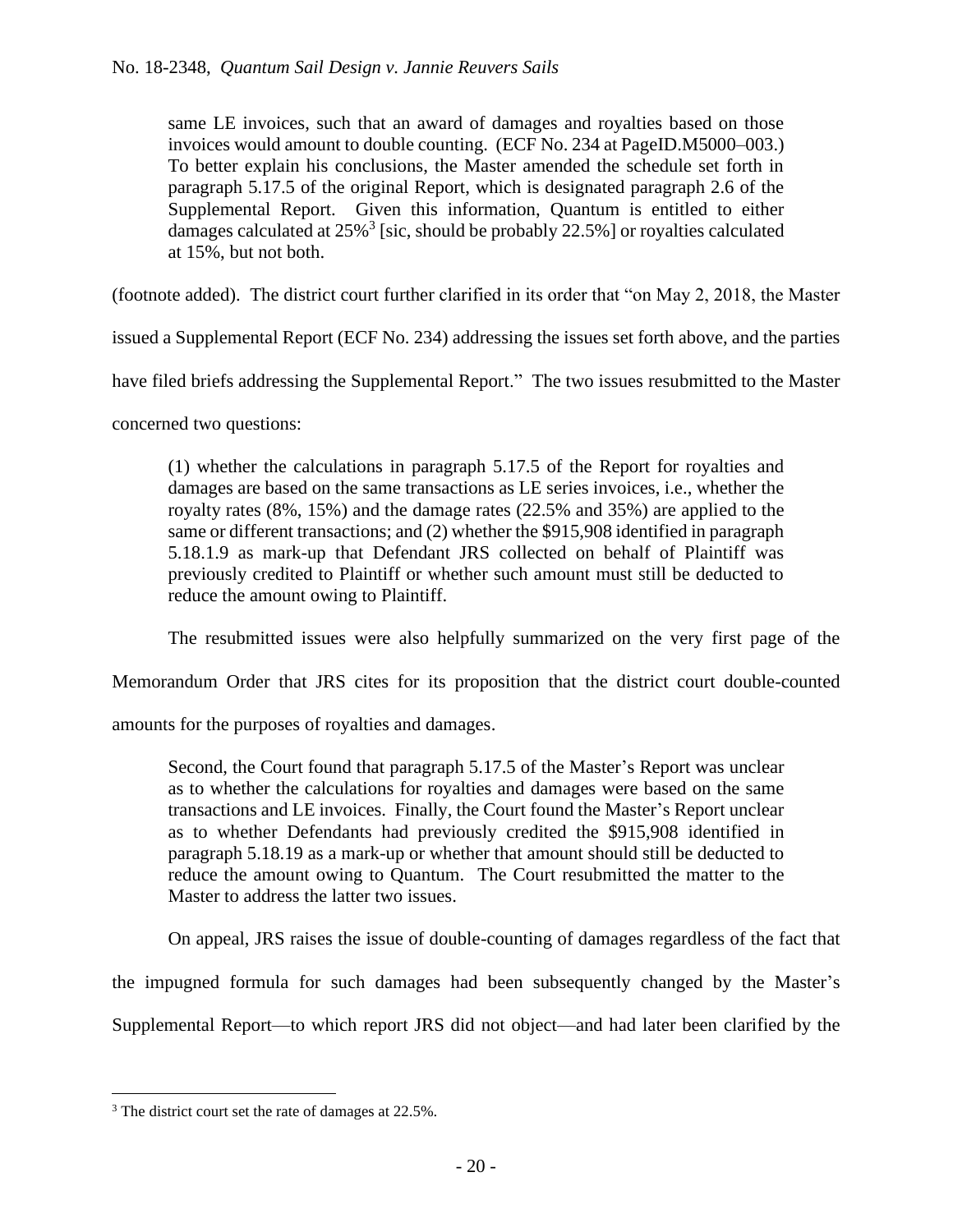same LE invoices, such that an award of damages and royalties based on those invoices would amount to double counting. (ECF No. 234 at PageID.M5000–003.) To better explain his conclusions, the Master amended the schedule set forth in paragraph 5.17.5 of the original Report, which is designated paragraph 2.6 of the Supplemental Report. Given this information, Quantum is entitled to either damages calculated at 25%[3] [sic, should be probably 22.5%] or royalties calculated at 15%, but not both.

(footnote added). The district court further clarified in its order that "on May 2, 2018, the Master issued a Supplemental Report (ECF No. 234) addressing the issues set forth above, and the parties have filed briefs addressing the Supplemental Report." The two issues resubmitted to the Master concerned two questions:

> (1) whether the calculations in paragraph 5.17.5 of the Report for royalties and damages are based on the same transactions as LE series invoices, i.e., whether the royalty rates (8%, 15%) and the damage rates (22.5% and 35%) are applied to the same or different transactions; and (2) whether the $915,908 identified in paragraph 5.18.1.9 as mark-up that Defendant JRS collected on behalf of Plaintiff was previously credited to Plaintiff or whether such amount must still be deducted to reduce the amount owing to Plaintiff.

The resubmitted issues were also helpfully summarized on the very first page of the Memorandum Order that JRS cites for its proposition that the district court double-counted amounts for the purposes of royalties and damages.

> Second, the Court found that paragraph 5.17.5 of the Master's Report was unclear as to whether the calculations for royalties and damages were based on the same transactions and LE invoices. Finally, the Court found the Master's Report unclear as to whether Defendants had previously credited the $915,908 identified in paragraph 5.18.19 as a mark-up or whether that amount should still be deducted to reduce the amount owing to Quantum. The Court resubmitted the matter to the Master to address the latter two issues.

On appeal, JRS raises the issue of double-counting of damages regardless of the fact that the impugned formula for such damages had been subsequently changed by the Master's Supplemental Report—to which report JRS did not object—and had later been clarified by the

---

[3] The district court set the rate of damages at 22.5%.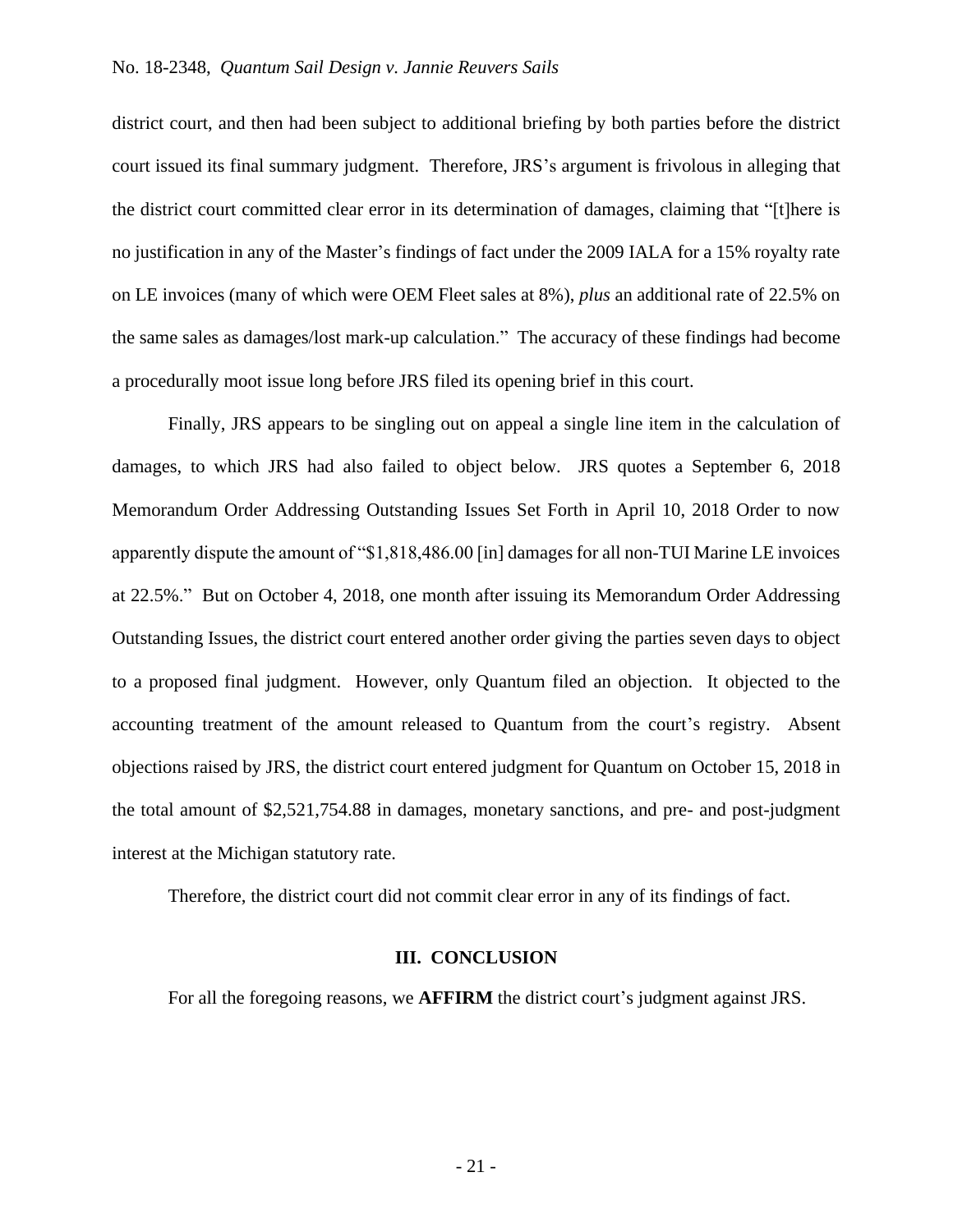district court, and then had been subject to additional briefing by both parties before the district court issued its final summary judgment. Therefore, JRS's argument is frivolous in alleging that the district court committed clear error in its determination of damages, claiming that "[t]here is no justification in any of the Master's findings of fact under the 2009 IALA for a 15% royalty rate on LE invoices (many of which were OEM Fleet sales at 8%), *plus* an additional rate of 22.5% on the same sales as damages/lost mark-up calculation." The accuracy of these findings had become a procedurally moot issue long before JRS filed its opening brief in this court.

Finally, JRS appears to be singling out on appeal a single line item in the calculation of damages, to which JRS had also failed to object below. JRS quotes a September 6, 2018 Memorandum Order Addressing Outstanding Issues Set Forth in April 10, 2018 Order to now apparently dispute the amount of "$1,818,486.00 [in] damages for all non-TUI Marine LE invoices at 22.5%." But on October 4, 2018, one month after issuing its Memorandum Order Addressing Outstanding Issues, the district court entered another order giving the parties seven days to object to a proposed final judgment. However, only Quantum filed an objection. It objected to the accounting treatment of the amount released to Quantum from the court's registry. Absent objections raised by JRS, the district court entered judgment for Quantum on October 15, 2018 in the total amount of $2,521,754.88 in damages, monetary sanctions, and pre- and post-judgment interest at the Michigan statutory rate.

Therefore, the district court did not commit clear error in any of its findings of fact.

## III. CONCLUSION

For all the foregoing reasons, we **AFFIRM** the district court's judgment against JRS.